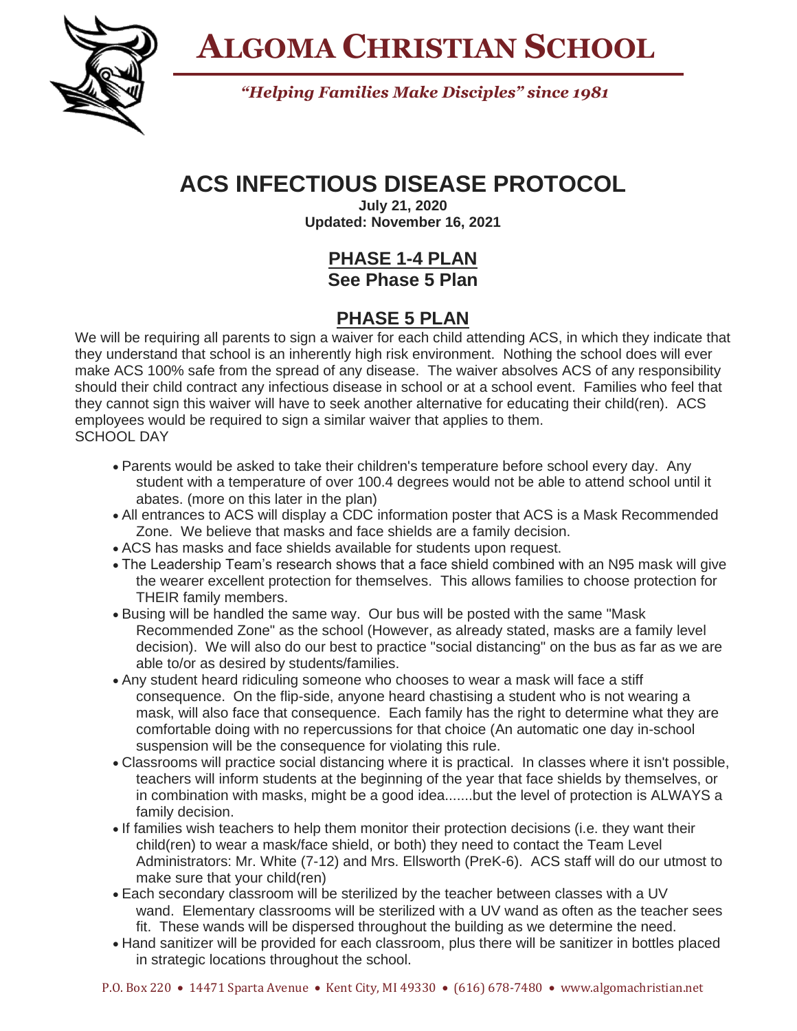# Algoma Christian School

*"Helping Families Make Disciples" since 1981*

# ACS INFECTIOUS DISEASE PROTOCOL

**July 21, 2020**
**Updated: November 16, 2021**

## PHASE 1-4 PLAN
**See Phase 5 Plan**

## PHASE 5 PLAN

We will be requiring all parents to sign a waiver for each child attending ACS, in which they indicate that they understand that school is an inherently high risk environment. Nothing the school does will ever make ACS 100% safe from the spread of any disease. The waiver absolves ACS of any responsibility should their child contract any infectious disease in school or at a school event. Families who feel that they cannot sign this waiver will have to seek another alternative for educating their child(ren). ACS employees would be required to sign a similar waiver that applies to them.

SCHOOL DAY

- Parents would be asked to take their children's temperature before school every day. Any student with a temperature of over 100.4 degrees would not be able to attend school until it abates. (more on this later in the plan)
- All entrances to ACS will display a CDC information poster that ACS is a Mask Recommended Zone. We believe that masks and face shields are a family decision.
- ACS has masks and face shields available for students upon request.
- The Leadership Team's research shows that a face shield combined with an N95 mask will give the wearer excellent protection for themselves. This allows families to choose protection for THEIR family members.
- Busing will be handled the same way. Our bus will be posted with the same "Mask Recommended Zone" as the school (However, as already stated, masks are a family level decision). We will also do our best to practice "social distancing" on the bus as far as we are able to/or as desired by students/families.
- Any student heard ridiculing someone who chooses to wear a mask will face a stiff consequence. On the flip-side, anyone heard chastising a student who is not wearing a mask, will also face that consequence. Each family has the right to determine what they are comfortable doing with no repercussions for that choice (An automatic one day in-school suspension will be the consequence for violating this rule.
- Classrooms will practice social distancing where it is practical. In classes where it isn't possible, teachers will inform students at the beginning of the year that face shields by themselves, or in combination with masks, might be a good idea.......but the level of protection is ALWAYS a family decision.
- If families wish teachers to help them monitor their protection decisions (i.e. they want their child(ren) to wear a mask/face shield, or both) they need to contact the Team Level Administrators: Mr. White (7-12) and Mrs. Ellsworth (PreK-6). ACS staff will do our utmost to make sure that your child(ren)
- Each secondary classroom will be sterilized by the teacher between classes with a UV wand. Elementary classrooms will be sterilized with a UV wand as often as the teacher sees fit. These wands will be dispersed throughout the building as we determine the need.
- Hand sanitizer will be provided for each classroom, plus there will be sanitizer in bottles placed in strategic locations throughout the school.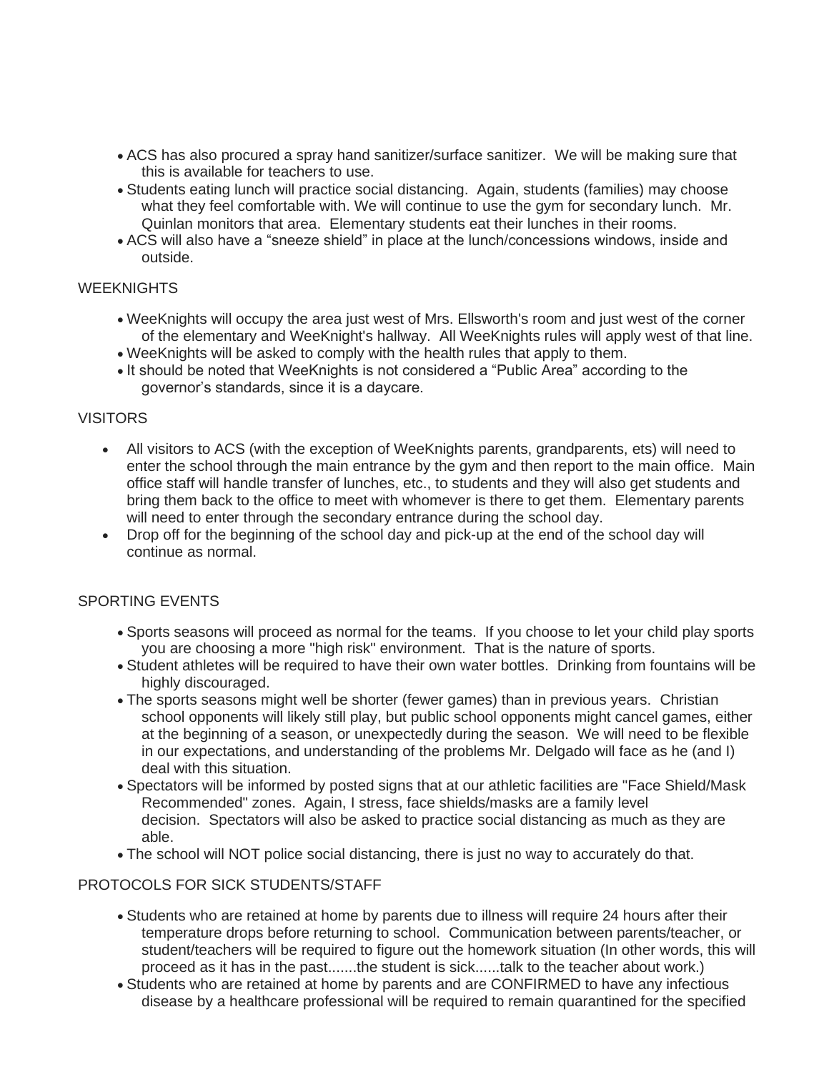- ACS has also procured a spray hand sanitizer/surface sanitizer. We will be making sure that this is available for teachers to use.
- Students eating lunch will practice social distancing. Again, students (families) may choose what they feel comfortable with. We will continue to use the gym for secondary lunch. Mr. Quinlan monitors that area. Elementary students eat their lunches in their rooms.
- ACS will also have a "sneeze shield" in place at the lunch/concessions windows, inside and outside.

WEEKNIGHTS

- WeeKnights will occupy the area just west of Mrs. Ellsworth's room and just west of the corner of the elementary and WeeKnight's hallway. All WeeKnights rules will apply west of that line.
- WeeKnights will be asked to comply with the health rules that apply to them.
- It should be noted that WeeKnights is not considered a "Public Area" according to the governor's standards, since it is a daycare.

VISITORS

- All visitors to ACS (with the exception of WeeKnights parents, grandparents, ets) will need to enter the school through the main entrance by the gym and then report to the main office. Main office staff will handle transfer of lunches, etc., to students and they will also get students and bring them back to the office to meet with whomever is there to get them. Elementary parents will need to enter through the secondary entrance during the school day.
- Drop off for the beginning of the school day and pick-up at the end of the school day will continue as normal.

SPORTING EVENTS

- Sports seasons will proceed as normal for the teams. If you choose to let your child play sports you are choosing a more "high risk" environment. That is the nature of sports.
- Student athletes will be required to have their own water bottles. Drinking from fountains will be highly discouraged.
- The sports seasons might well be shorter (fewer games) than in previous years. Christian school opponents will likely still play, but public school opponents might cancel games, either at the beginning of a season, or unexpectedly during the season. We will need to be flexible in our expectations, and understanding of the problems Mr. Delgado will face as he (and I) deal with this situation.
- Spectators will be informed by posted signs that at our athletic facilities are "Face Shield/Mask Recommended" zones. Again, I stress, face shields/masks are a family level decision. Spectators will also be asked to practice social distancing as much as they are able.
- The school will NOT police social distancing, there is just no way to accurately do that.

PROTOCOLS FOR SICK STUDENTS/STAFF

- Students who are retained at home by parents due to illness will require 24 hours after their temperature drops before returning to school. Communication between parents/teacher, or student/teachers will be required to figure out the homework situation (In other words, this will proceed as it has in the past.......the student is sick......talk to the teacher about work.)
- Students who are retained at home by parents and are CONFIRMED to have any infectious disease by a healthcare professional will be required to remain quarantined for the specified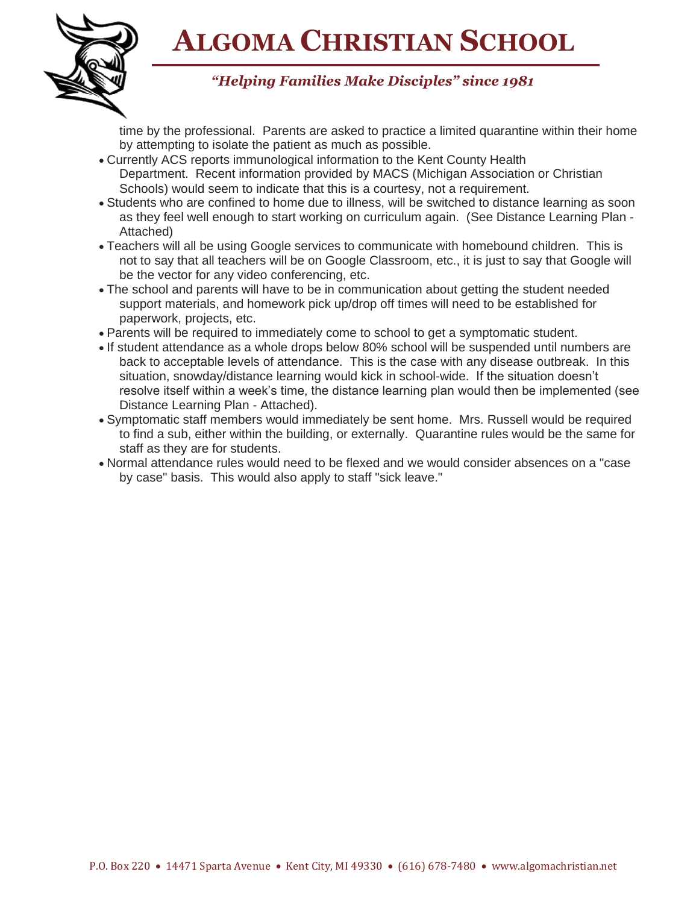time by the professional. Parents are asked to practice a limited quarantine within their home by attempting to isolate the patient as much as possible.

- Currently ACS reports immunological information to the Kent County Health Department. Recent information provided by MACS (Michigan Association or Christian Schools) would seem to indicate that this is a courtesy, not a requirement.
- Students who are confined to home due to illness, will be switched to distance learning as soon as they feel well enough to start working on curriculum again. (See Distance Learning Plan - Attached)
- Teachers will all be using Google services to communicate with homebound children. This is not to say that all teachers will be on Google Classroom, etc., it is just to say that Google will be the vector for any video conferencing, etc.
- The school and parents will have to be in communication about getting the student needed support materials, and homework pick up/drop off times will need to be established for paperwork, projects, etc.
- Parents will be required to immediately come to school to get a symptomatic student.
- If student attendance as a whole drops below 80% school will be suspended until numbers are back to acceptable levels of attendance. This is the case with any disease outbreak. In this situation, snowday/distance learning would kick in school-wide. If the situation doesn't resolve itself within a week's time, the distance learning plan would then be implemented (see Distance Learning Plan - Attached).
- Symptomatic staff members would immediately be sent home. Mrs. Russell would be required to find a sub, either within the building, or externally. Quarantine rules would be the same for staff as they are for students.
- Normal attendance rules would need to be flexed and we would consider absences on a "case by case" basis. This would also apply to staff "sick leave."